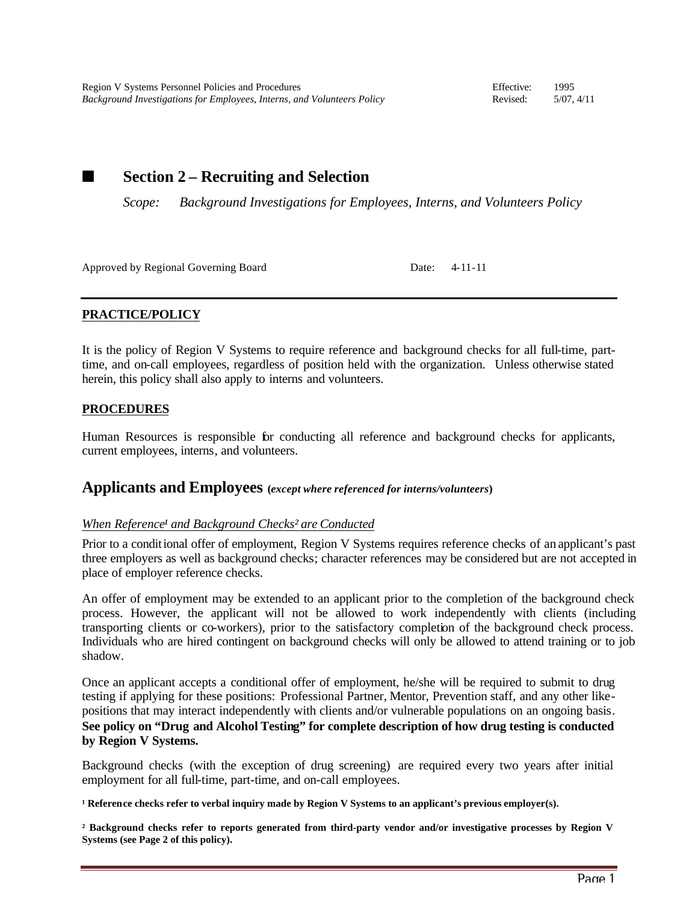Region V Systems Personnel Policies and Procedures — Effective: 1995
*Background Investigations for Employees, Interns, and Volunteers Policy* — Revised: 5/07, 4/11

## ■ Section 2 – Recruiting and Selection

*Scope: Background Investigations for Employees, Interns, and Volunteers Policy*

Approved by Regional Governing Board — Date: 4-11-11

---

**PRACTICE/POLICY**

It is the policy of Region V Systems to require reference and background checks for all full-time, part-time, and on-call employees, regardless of position held with the organization. Unless otherwise stated herein, this policy shall also apply to interns and volunteers.

**PROCEDURES**

Human Resources is responsible for conducting all reference and background checks for applicants, current employees, interns, and volunteers.

## Applicants and Employees (*except where referenced for interns/volunteers*)

*When Reference[1] and Background Checks[2] are Conducted*

Prior to a conditional offer of employment, Region V Systems requires reference checks of an applicant's past three employers as well as background checks; character references may be considered but are not accepted in place of employer reference checks.

An offer of employment may be extended to an applicant prior to the completion of the background check process. However, the applicant will not be allowed to work independently with clients (including transporting clients or co-workers), prior to the satisfactory completion of the background check process. Individuals who are hired contingent on background checks will only be allowed to attend training or to job shadow.

Once an applicant accepts a conditional offer of employment, he/she will be required to submit to drug testing if applying for these positions: Professional Partner, Mentor, Prevention staff, and any other like-positions that may interact independently with clients and/or vulnerable populations on an ongoing basis. **See policy on "Drug and Alcohol Testing" for complete description of how drug testing is conducted by Region V Systems.**

Background checks (with the exception of drug screening) are required every two years after initial employment for all full-time, part-time, and on-call employees.

**[1] Reference checks refer to verbal inquiry made by Region V Systems to an applicant's previous employer(s).**

**[2] Background checks refer to reports generated from third-party vendor and/or investigative processes by Region V Systems (see Page 2 of this policy).**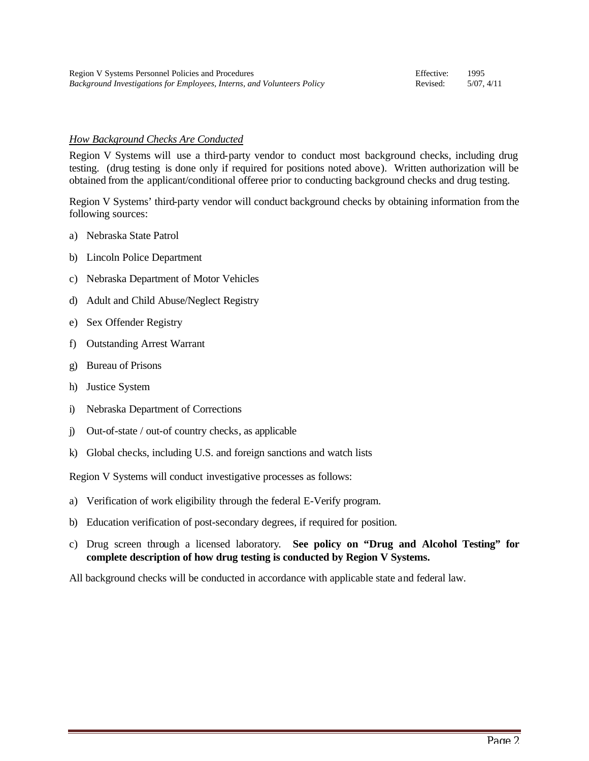*How Background Checks Are Conducted*

Region V Systems will use a third-party vendor to conduct most background checks, including drug testing. (drug testing is done only if required for positions noted above). Written authorization will be obtained from the applicant/conditional offeree prior to conducting background checks and drug testing.

Region V Systems' third-party vendor will conduct background checks by obtaining information from the following sources:

a) Nebraska State Patrol

b) Lincoln Police Department

c) Nebraska Department of Motor Vehicles

d) Adult and Child Abuse/Neglect Registry

e) Sex Offender Registry

f) Outstanding Arrest Warrant

g) Bureau of Prisons

h) Justice System

i) Nebraska Department of Corrections

j) Out-of-state / out-of country checks, as applicable

k) Global checks, including U.S. and foreign sanctions and watch lists

Region V Systems will conduct investigative processes as follows:

a) Verification of work eligibility through the federal E-Verify program.

b) Education verification of post-secondary degrees, if required for position.

c) Drug screen through a licensed laboratory. **See policy on "Drug and Alcohol Testing" for complete description of how drug testing is conducted by Region V Systems.**

All background checks will be conducted in accordance with applicable state and federal law.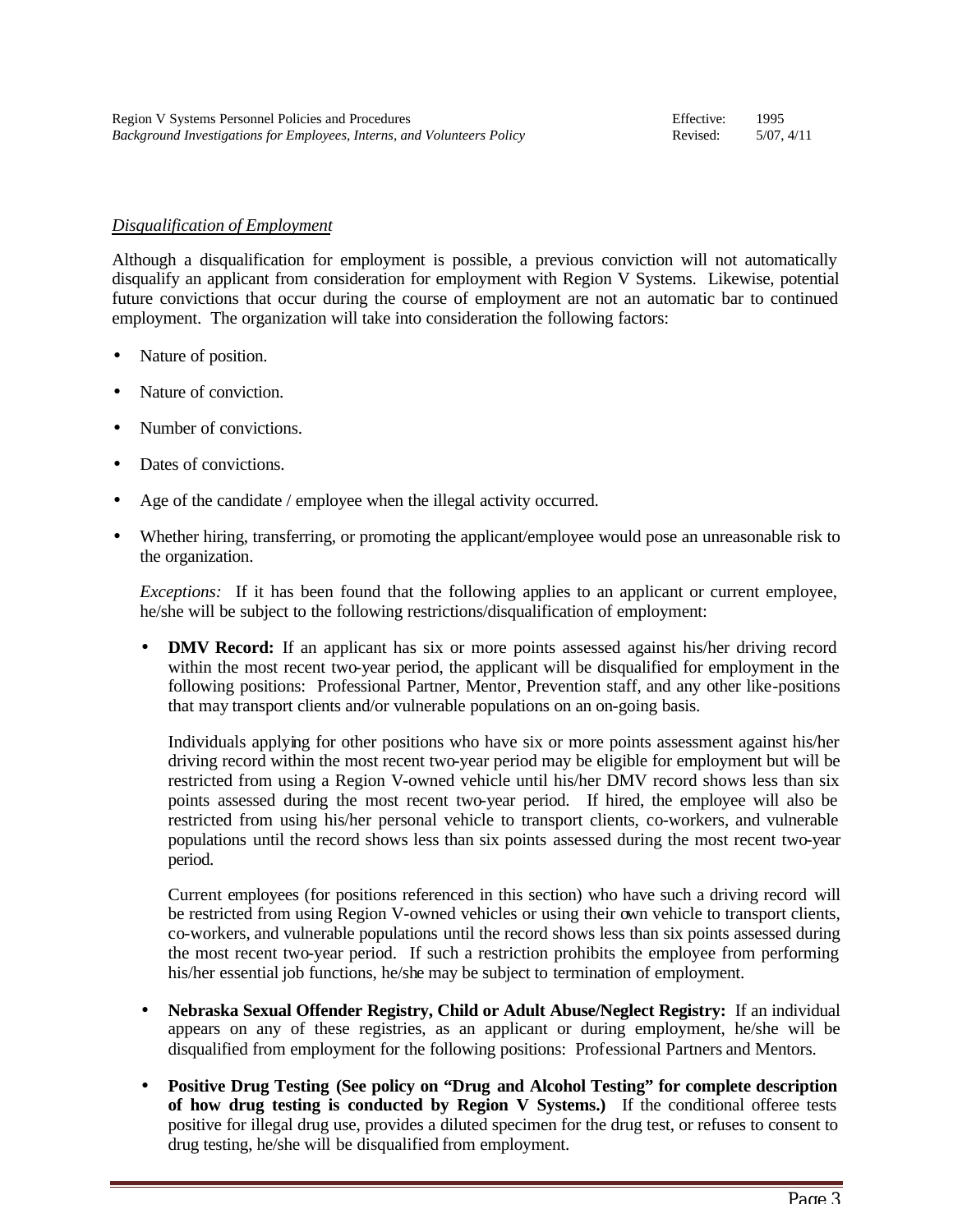*Disqualification of Employment*

Although a disqualification for employment is possible, a previous conviction will not automatically disqualify an applicant from consideration for employment with Region V Systems. Likewise, potential future convictions that occur during the course of employment are not an automatic bar to continued employment. The organization will take into consideration the following factors:

- Nature of position.
- Nature of conviction.
- Number of convictions.
- Dates of convictions.
- Age of the candidate / employee when the illegal activity occurred.
- Whether hiring, transferring, or promoting the applicant/employee would pose an unreasonable risk to the organization.

  *Exceptions:* If it has been found that the following applies to an applicant or current employee, he/she will be subject to the following restrictions/disqualification of employment:

  - **DMV Record:** If an applicant has six or more points assessed against his/her driving record within the most recent two-year period, the applicant will be disqualified for employment in the following positions: Professional Partner, Mentor, Prevention staff, and any other like-positions that may transport clients and/or vulnerable populations on an on-going basis.

    Individuals applying for other positions who have six or more points assessment against his/her driving record within the most recent two-year period may be eligible for employment but will be restricted from using a Region V-owned vehicle until his/her DMV record shows less than six points assessed during the most recent two-year period. If hired, the employee will also be restricted from using his/her personal vehicle to transport clients, co-workers, and vulnerable populations until the record shows less than six points assessed during the most recent two-year period.

    Current employees (for positions referenced in this section) who have such a driving record will be restricted from using Region V-owned vehicles or using their own vehicle to transport clients, co-workers, and vulnerable populations until the record shows less than six points assessed during the most recent two-year period. If such a restriction prohibits the employee from performing his/her essential job functions, he/she may be subject to termination of employment.

  - **Nebraska Sexual Offender Registry, Child or Adult Abuse/Neglect Registry:** If an individual appears on any of these registries, as an applicant or during employment, he/she will be disqualified from employment for the following positions: Professional Partners and Mentors.

  - **Positive Drug Testing (See policy on "Drug and Alcohol Testing" for complete description of how drug testing is conducted by Region V Systems.)** If the conditional offeree tests positive for illegal drug use, provides a diluted specimen for the drug test, or refuses to consent to drug testing, he/she will be disqualified from employment.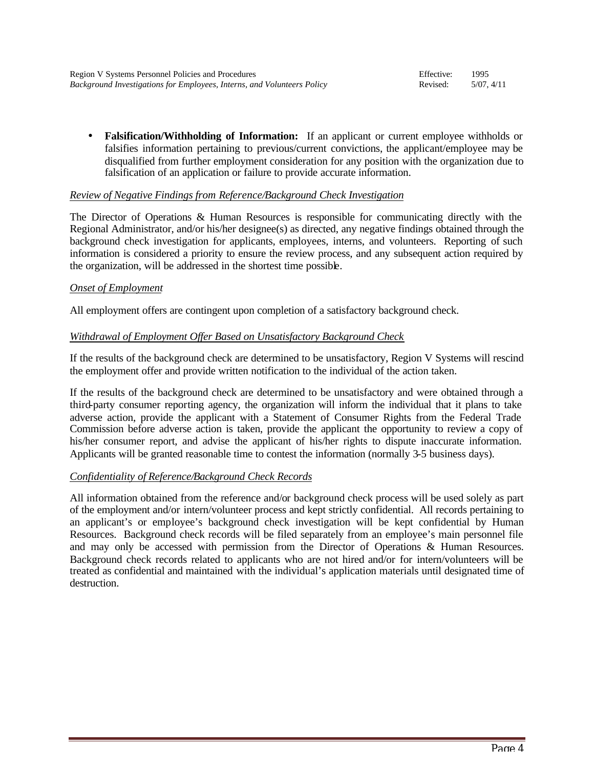- **Falsification/Withholding of Information:** If an applicant or current employee withholds or falsifies information pertaining to previous/current convictions, the applicant/employee may be disqualified from further employment consideration for any position with the organization due to falsification of an application or failure to provide accurate information.

*Review of Negative Findings from Reference/Background Check Investigation*

The Director of Operations & Human Resources is responsible for communicating directly with the Regional Administrator, and/or his/her designee(s) as directed, any negative findings obtained through the background check investigation for applicants, employees, interns, and volunteers. Reporting of such information is considered a priority to ensure the review process, and any subsequent action required by the organization, will be addressed in the shortest time possible.

*Onset of Employment*

All employment offers are contingent upon completion of a satisfactory background check.

*Withdrawal of Employment Offer Based on Unsatisfactory Background Check*

If the results of the background check are determined to be unsatisfactory, Region V Systems will rescind the employment offer and provide written notification to the individual of the action taken.

If the results of the background check are determined to be unsatisfactory and were obtained through a third-party consumer reporting agency, the organization will inform the individual that it plans to take adverse action, provide the applicant with a Statement of Consumer Rights from the Federal Trade Commission before adverse action is taken, provide the applicant the opportunity to review a copy of his/her consumer report, and advise the applicant of his/her rights to dispute inaccurate information. Applicants will be granted reasonable time to contest the information (normally 3-5 business days).

*Confidentiality of Reference/Background Check Records*

All information obtained from the reference and/or background check process will be used solely as part of the employment and/or intern/volunteer process and kept strictly confidential. All records pertaining to an applicant's or employee's background check investigation will be kept confidential by Human Resources. Background check records will be filed separately from an employee's main personnel file and may only be accessed with permission from the Director of Operations & Human Resources. Background check records related to applicants who are not hired and/or for intern/volunteers will be treated as confidential and maintained with the individual's application materials until designated time of destruction.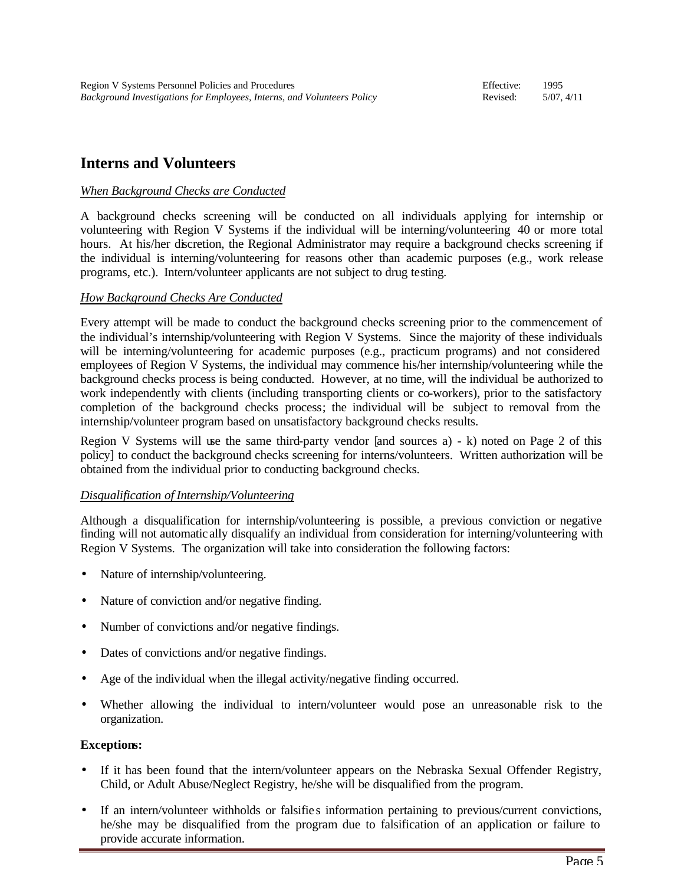## Interns and Volunteers

*When Background Checks are Conducted*

A background checks screening will be conducted on all individuals applying for internship or volunteering with Region V Systems if the individual will be interning/volunteering 40 or more total hours. At his/her discretion, the Regional Administrator may require a background checks screening if the individual is interning/volunteering for reasons other than academic purposes (e.g., work release programs, etc.). Intern/volunteer applicants are not subject to drug testing.

*How Background Checks Are Conducted*

Every attempt will be made to conduct the background checks screening prior to the commencement of the individual's internship/volunteering with Region V Systems. Since the majority of these individuals will be interning/volunteering for academic purposes (e.g., practicum programs) and not considered employees of Region V Systems, the individual may commence his/her internship/volunteering while the background checks process is being conducted. However, at no time, will the individual be authorized to work independently with clients (including transporting clients or co-workers), prior to the satisfactory completion of the background checks process; the individual will be subject to removal from the internship/volunteer program based on unsatisfactory background checks results.

Region V Systems will use the same third-party vendor [and sources a) - k) noted on Page 2 of this policy] to conduct the background checks screening for interns/volunteers. Written authorization will be obtained from the individual prior to conducting background checks.

*Disqualification of Internship/Volunteering*

Although a disqualification for internship/volunteering is possible, a previous conviction or negative finding will not automatically disqualify an individual from consideration for interning/volunteering with Region V Systems. The organization will take into consideration the following factors:

- Nature of internship/volunteering.
- Nature of conviction and/or negative finding.
- Number of convictions and/or negative findings.
- Dates of convictions and/or negative findings.
- Age of the individual when the illegal activity/negative finding occurred.
- Whether allowing the individual to intern/volunteer would pose an unreasonable risk to the organization.

**Exceptions:**

- If it has been found that the intern/volunteer appears on the Nebraska Sexual Offender Registry, Child, or Adult Abuse/Neglect Registry, he/she will be disqualified from the program.
- If an intern/volunteer withholds or falsifies information pertaining to previous/current convictions, he/she may be disqualified from the program due to falsification of an application or failure to provide accurate information.